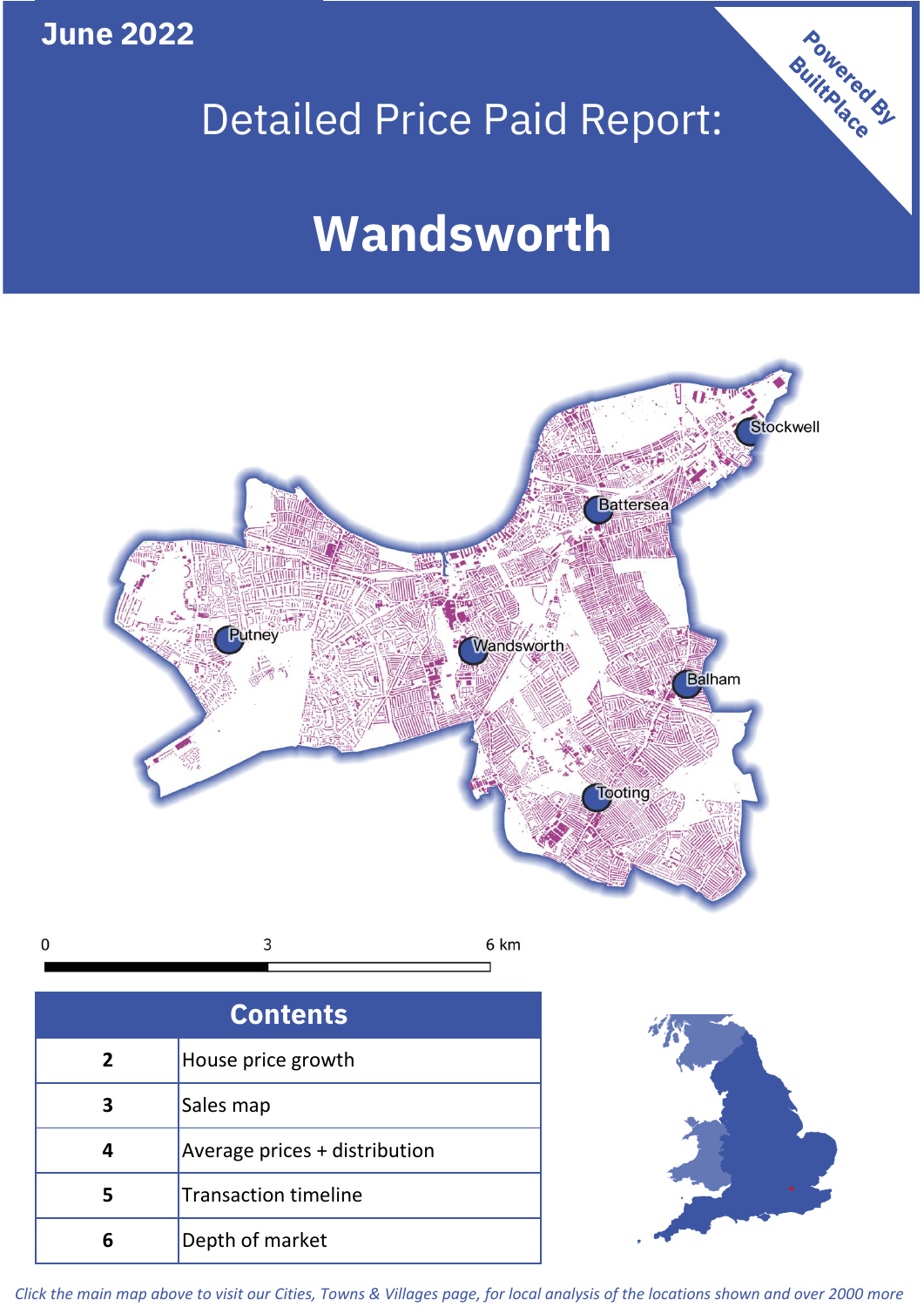**June 2022**

Powered By BuiltPlace

# Detailed Price Paid Report:

# Wandsworth

Stockwell
Battersea
Putney
Wandsworth
Balham
Tooting

0 3 6 km

| Contents | |
|---|---|
| 2 | House price growth |
| 3 | Sales map |
| 4 | Average prices + distribution |
| 5 | Transaction timeline |
| 6 | Depth of market |

*Click the main map above to visit our Cities, Towns & Villages page, for local analysis of the locations shown and over 2000 more*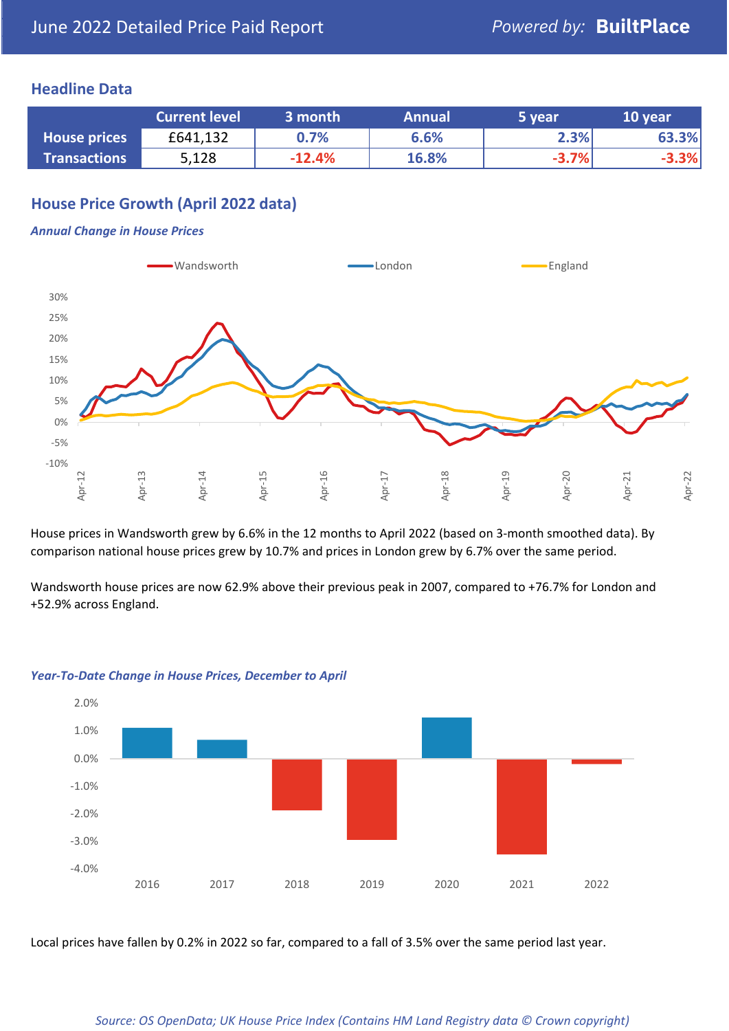# June 2022 Detailed Price Paid Report

*Powered by:* **BuiltPlace**

## Headline Data

| | Current level | 3 month | Annual | 5 year | 10 year |
|---|---|---|---|---|---|
| **House prices** | £641,132 | 0.7% | 6.6% | 2.3% | 63.3% |
| **Transactions** | 5,128 | -12.4% | 16.8% | -3.7% | -3.3% |

## House Price Growth (April 2022 data)

***Annual Change in House Prices***

House prices in Wandsworth grew by 6.6% in the 12 months to April 2022 (based on 3-month smoothed data). By comparison national house prices grew by 10.7% and prices in London grew by 6.7% over the same period.

Wandsworth house prices are now 62.9% above their previous peak in 2007, compared to +76.7% for London and +52.9% across England.

***Year-To-Date Change in House Prices, December to April***

Local prices have fallen by 0.2% in 2022 so far, compared to a fall of 3.5% over the same period last year.

*Source: OS OpenData; UK House Price Index (Contains HM Land Registry data © Crown copyright)*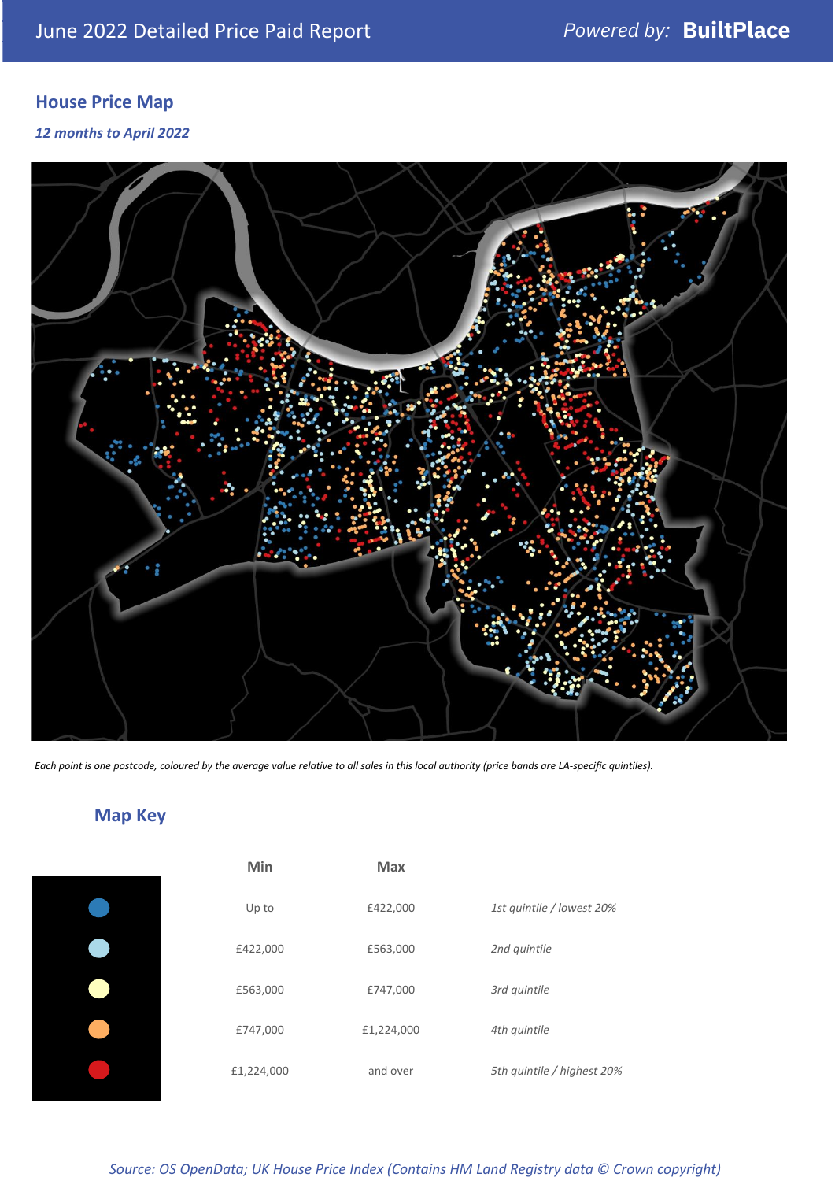June 2022 Detailed Price Paid Report

*Powered by:* **BuiltPlace**

## House Price Map

***12 months to April 2022***

*Each point is one postcode, coloured by the average value relative to all sales in this local authority (price bands are LA-specific quintiles).*

## Map Key

| | Min | Max | |
|---|---|---|---|
| | Up to | £422,000 | *1st quintile / lowest 20%* |
| | £422,000 | £563,000 | *2nd quintile* |
| | £563,000 | £747,000 | *3rd quintile* |
| | £747,000 | £1,224,000 | *4th quintile* |
| | £1,224,000 | and over | *5th quintile / highest 20%* |

*Source: OS OpenData; UK House Price Index (Contains HM Land Registry data © Crown copyright)*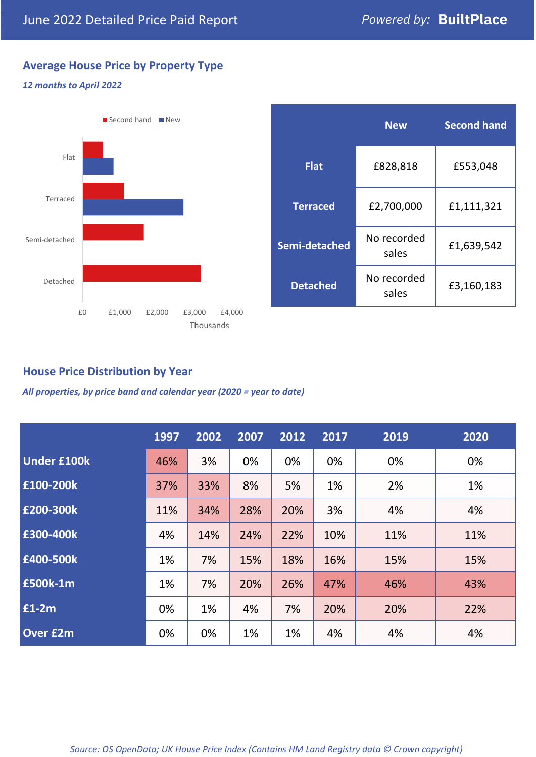# June 2022 Detailed Price Paid Report

Powered by: **BuiltPlace**

## Average House Price by Property Type

*12 months to April 2022*

| | New | Second hand |
|---|---|---|
| **Flat** | £828,818 | £553,048 |
| **Terraced** | £2,700,000 | £1,111,321 |
| **Semi-detached** | No recorded sales | £1,639,542 |
| **Detached** | No recorded sales | £3,160,183 |

## House Price Distribution by Year

*All properties, by price band and calendar year (2020 = year to date)*

| | 1997 | 2002 | 2007 | 2012 | 2017 | 2019 | 2020 |
|---|---|---|---|---|---|---|---|
| **Under £100k** | 46% | 3% | 0% | 0% | 0% | 0% | 0% |
| **£100-200k** | 37% | 33% | 8% | 5% | 1% | 2% | 1% |
| **£200-300k** | 11% | 34% | 28% | 20% | 3% | 4% | 4% |
| **£300-400k** | 4% | 14% | 24% | 22% | 10% | 11% | 11% |
| **£400-500k** | 1% | 7% | 15% | 18% | 16% | 15% | 15% |
| **£500k-1m** | 1% | 7% | 20% | 26% | 47% | 46% | 43% |
| **£1-2m** | 0% | 1% | 4% | 7% | 20% | 20% | 22% |
| **Over £2m** | 0% | 0% | 1% | 1% | 4% | 4% | 4% |

*Source: OS OpenData; UK House Price Index (Contains HM Land Registry data © Crown copyright)*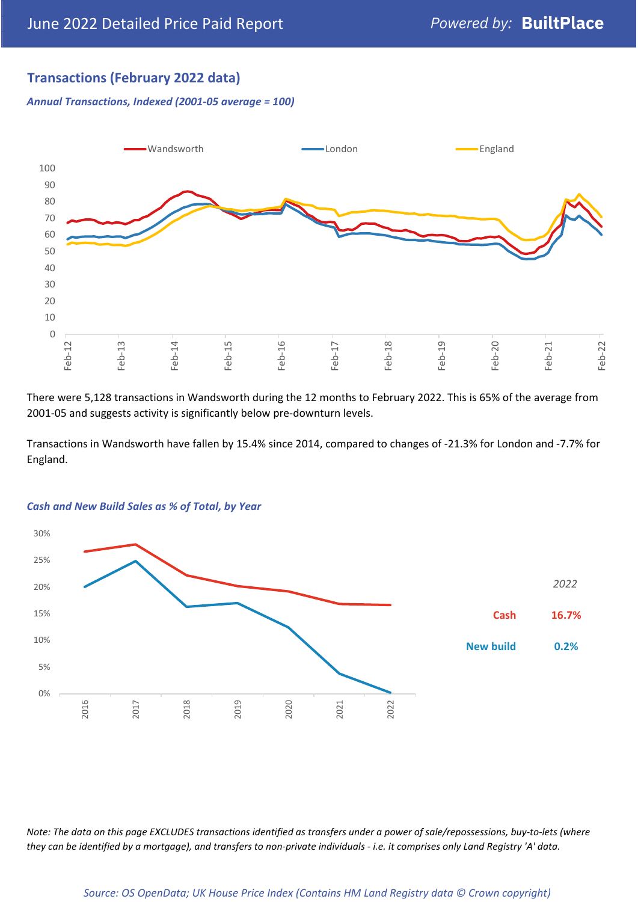## Transactions (February 2022 data)

*Annual Transactions, Indexed (2001-05 average = 100)*

There were 5,128 transactions in Wandsworth during the 12 months to February 2022. This is 65% of the average from 2001-05 and suggests activity is significantly below pre-downturn levels.

Transactions in Wandsworth have fallen by 15.4% since 2014, compared to changes of -21.3% for London and -7.7% for England.

*Cash and New Build Sales as % of Total, by Year*

| 2022 | |
|---|---|
| Cash | 16.7% |
| New build | 0.2% |

*Note: The data on this page EXCLUDES transactions identified as transfers under a power of sale/repossessions, buy-to-lets (where they can be identified by a mortgage), and transfers to non-private individuals - i.e. it comprises only Land Registry 'A' data.*

*Source: OS OpenData; UK House Price Index (Contains HM Land Registry data © Crown copyright)*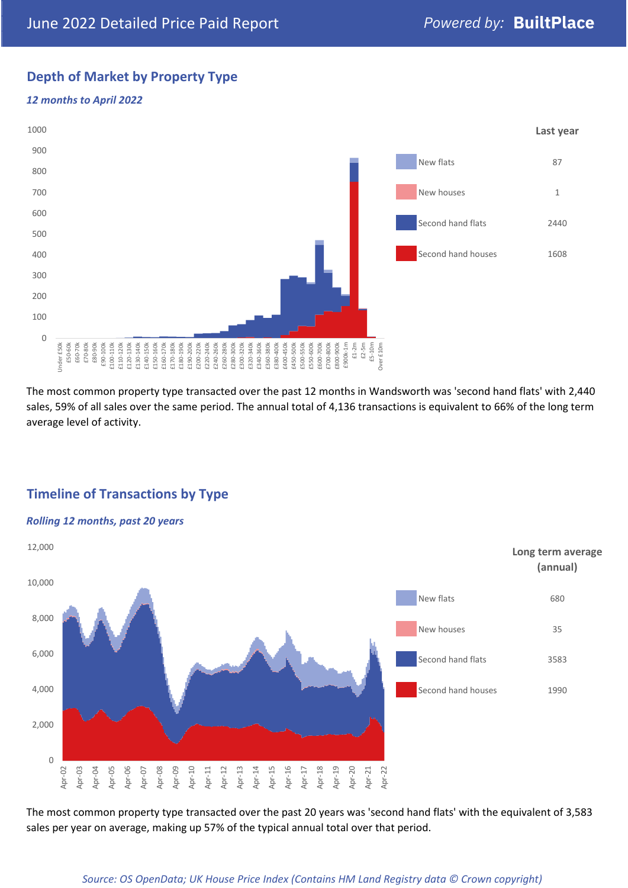June 2022 Detailed Price Paid Report

Powered by: **BuiltPlace**

## Depth of Market by Property Type

*12 months to April 2022*

1000
900
800
700
600
500
400
300
200
100
0

Under £50k, £50-60k, £60-70k, £70-80k, £80-90k, £90-100k, £100-110k, £110-120k, £120-130k, £130-140k, £140-150k, £150-160k, £160-170k, £170-180k, £180-190k, £190-200k, £200-220k, £220-240k, £240-260k, £260-280k, £280-300k, £300-320k, £320-340k, £340-360k, £360-380k, £380-400k, £400-450k, £450-500k, £500-550k, £550-600k, £600-700k, £700-800k, £800-900k, £900k-1m, £1-2m, £2-5m, £5-10m, Over £10m

Last year

New flats 87
New houses 1
Second hand flats 2440
Second hand houses 1608

The most common property type transacted over the past 12 months in Wandsworth was 'second hand flats' with 2,440 sales, 59% of all sales over the same period. The annual total of 4,136 transactions is equivalent to 66% of the long term average level of activity.

## Timeline of Transactions by Type

*Rolling 12 months, past 20 years*

12,000
10,000
8,000
6,000
4,000
2,000
0

Apr-02, Apr-03, Apr-04, Apr-05, Apr-06, Apr-07, Apr-08, Apr-09, Apr-10, Apr-11, Apr-12, Apr-13, Apr-14, Apr-15, Apr-16, Apr-17, Apr-18, Apr-19, Apr-20, Apr-21, Apr-22

Long term average (annual)

New flats 680
New houses 35
Second hand flats 3583
Second hand houses 1990

The most common property type transacted over the past 20 years was 'second hand flats' with the equivalent of 3,583 sales per year on average, making up 57% of the typical annual total over that period.

*Source: OS OpenData; UK House Price Index (Contains HM Land Registry data © Crown copyright)*